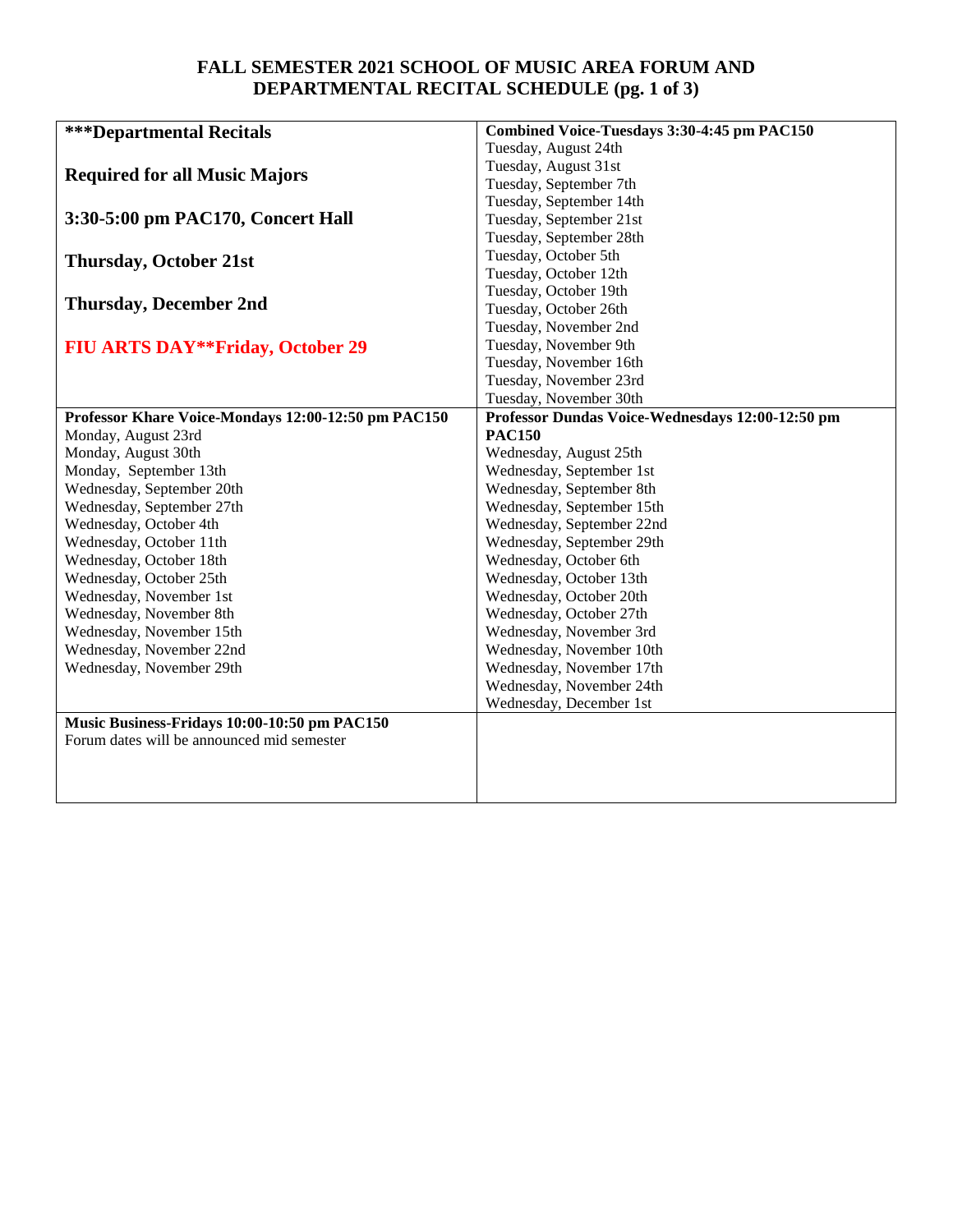# FALL SEMESTER 2021 SCHOOL OF MUSIC AREA FORUM AND DEPARTMENTAL RECITAL SCHEDULE (pg. 1 of 3)

| ***Departmental Recitals | Combined Voice-Tuesdays 3:30-4:45 pm PAC150 |
|---|---|
| **Required for all Music Majors**<br><br>**3:30-5:00 pm PAC170, Concert Hall**<br><br>**Thursday, October 21st**<br><br>**Thursday, December 2nd**<br><br>**FIU ARTS DAY**Friday, October 29** | Tuesday, August 24th<br>Tuesday, August 31st<br>Tuesday, September 7th<br>Tuesday, September 14th<br>Tuesday, September 21st<br>Tuesday, September 28th<br>Tuesday, October 5th<br>Tuesday, October 12th<br>Tuesday, October 19th<br>Tuesday, October 26th<br>Tuesday, November 2nd<br>Tuesday, November 9th<br>Tuesday, November 16th<br>Tuesday, November 23rd<br>Tuesday, November 30th |
| **Professor Khare Voice-Mondays 12:00-12:50 pm PAC150** | **Professor Dundas Voice-Wednesdays 12:00-12:50 pm PAC150** |
| Monday, August 23rd<br>Monday, August 30th<br>Monday, September 13th<br>Wednesday, September 20th<br>Wednesday, September 27th<br>Wednesday, October 4th<br>Wednesday, October 11th<br>Wednesday, October 18th<br>Wednesday, October 25th<br>Wednesday, November 1st<br>Wednesday, November 8th<br>Wednesday, November 15th<br>Wednesday, November 22nd<br>Wednesday, November 29th | Wednesday, August 25th<br>Wednesday, September 1st<br>Wednesday, September 8th<br>Wednesday, September 15th<br>Wednesday, September 22nd<br>Wednesday, September 29th<br>Wednesday, October 6th<br>Wednesday, October 13th<br>Wednesday, October 20th<br>Wednesday, October 27th<br>Wednesday, November 3rd<br>Wednesday, November 10th<br>Wednesday, November 17th<br>Wednesday, November 24th<br>Wednesday, December 1st |
| **Music Business-Fridays 10:00-10:50 pm PAC150**<br>Forum dates will be announced mid semester | |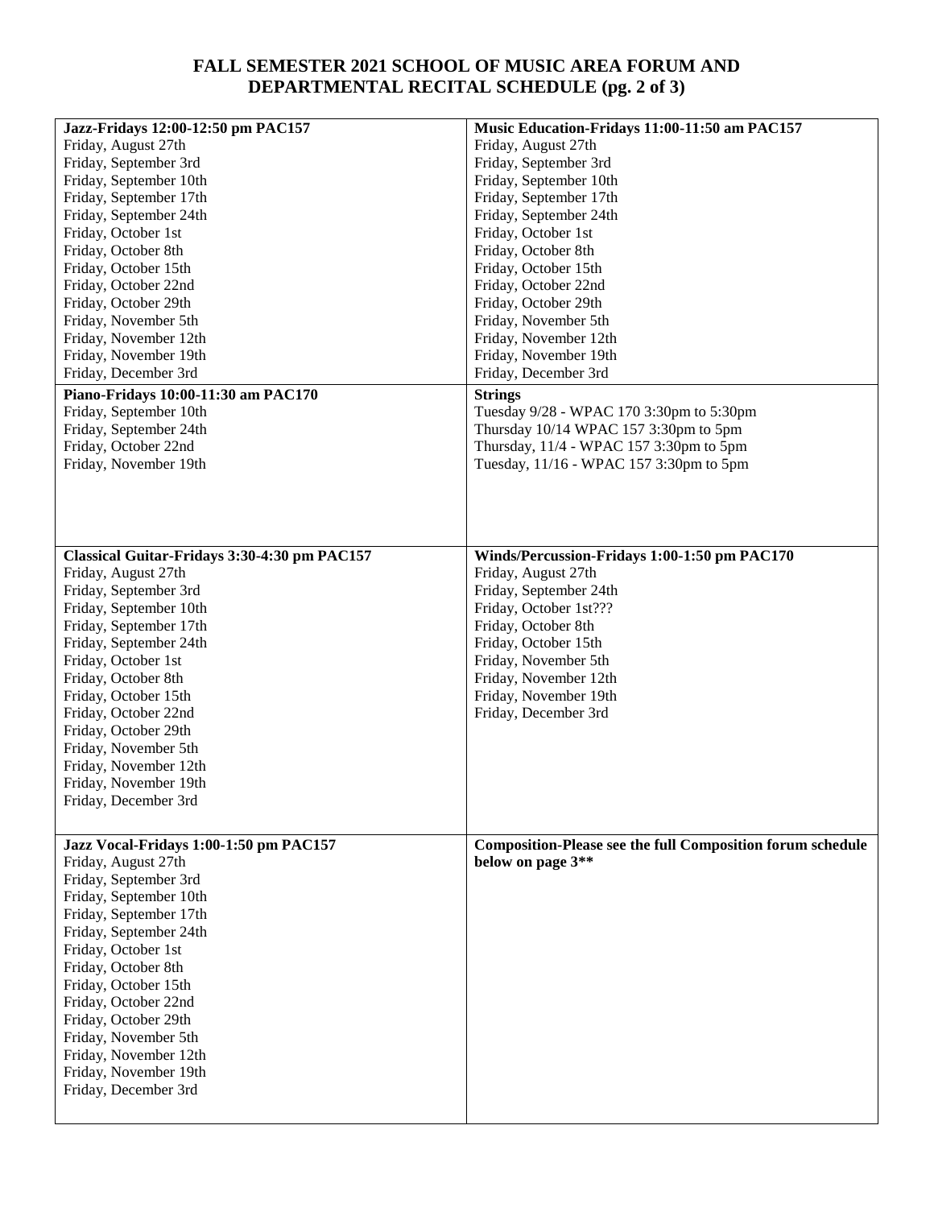# FALL SEMESTER 2021 SCHOOL OF MUSIC AREA FORUM AND DEPARTMENTAL RECITAL SCHEDULE (pg. 2 of 3)

**Jazz-Fridays 12:00-12:50 pm PAC157**
Friday, August 27th
Friday, September 3rd
Friday, September 10th
Friday, September 17th
Friday, September 24th
Friday, October 1st
Friday, October 8th
Friday, October 15th
Friday, October 22nd
Friday, October 29th
Friday, November 5th
Friday, November 12th
Friday, November 19th
Friday, December 3rd

**Music Education-Fridays 11:00-11:50 am PAC157**
Friday, August 27th
Friday, September 3rd
Friday, September 10th
Friday, September 17th
Friday, September 24th
Friday, October 1st
Friday, October 8th
Friday, October 15th
Friday, October 22nd
Friday, October 29th
Friday, November 5th
Friday, November 12th
Friday, November 19th
Friday, December 3rd

**Piano-Fridays 10:00-11:30 am PAC170**
Friday, September 10th
Friday, September 24th
Friday, October 22nd
Friday, November 19th

**Strings**
Tuesday 9/28 - WPAC 170 3:30pm to 5:30pm
Thursday 10/14 WPAC 157 3:30pm to 5pm
Thursday, 11/4 - WPAC 157 3:30pm to 5pm
Tuesday, 11/16 - WPAC 157 3:30pm to 5pm

**Classical Guitar-Fridays 3:30-4:30 pm PAC157**
Friday, August 27th
Friday, September 3rd
Friday, September 10th
Friday, September 17th
Friday, September 24th
Friday, October 1st
Friday, October 8th
Friday, October 15th
Friday, October 22nd
Friday, October 29th
Friday, November 5th
Friday, November 12th
Friday, November 19th
Friday, December 3rd

**Winds/Percussion-Fridays 1:00-1:50 pm PAC170**
Friday, August 27th
Friday, September 24th
Friday, October 1st???
Friday, October 8th
Friday, October 15th
Friday, November 5th
Friday, November 12th
Friday, November 19th
Friday, December 3rd

**Jazz Vocal-Fridays 1:00-1:50 pm PAC157**
Friday, August 27th
Friday, September 3rd
Friday, September 10th
Friday, September 17th
Friday, September 24th
Friday, October 1st
Friday, October 8th
Friday, October 15th
Friday, October 22nd
Friday, October 29th
Friday, November 5th
Friday, November 12th
Friday, November 19th
Friday, December 3rd

**Composition-Please see the full Composition forum schedule below on page 3**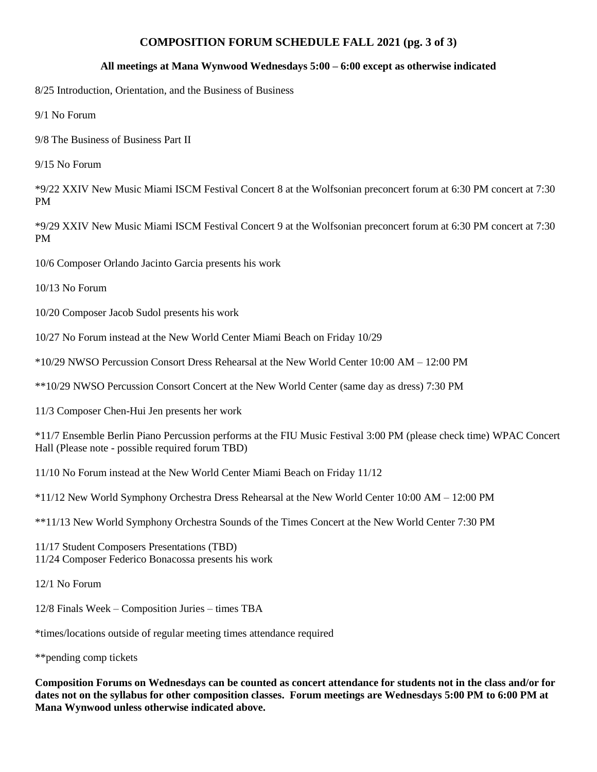## COMPOSITION FORUM SCHEDULE FALL 2021 (pg. 3 of 3)

**All meetings at Mana Wynwood Wednesdays 5:00 – 6:00 except as otherwise indicated**

8/25 Introduction, Orientation, and the Business of Business

9/1 No Forum

9/8 The Business of Business Part II

9/15 No Forum

*9/22 XXIV New Music Miami ISCM Festival Concert 8 at the Wolfsonian preconcert forum at 6:30 PM concert at 7:30 PM

*9/29 XXIV New Music Miami ISCM Festival Concert 9 at the Wolfsonian preconcert forum at 6:30 PM concert at 7:30 PM

10/6 Composer Orlando Jacinto Garcia presents his work

10/13 No Forum

10/20 Composer Jacob Sudol presents his work

10/27 No Forum instead at the New World Center Miami Beach on Friday 10/29

*10/29 NWSO Percussion Consort Dress Rehearsal at the New World Center 10:00 AM – 12:00 PM

**10/29 NWSO Percussion Consort Concert at the New World Center (same day as dress) 7:30 PM

11/3 Composer Chen-Hui Jen presents her work

*11/7 Ensemble Berlin Piano Percussion performs at the FIU Music Festival 3:00 PM (please check time) WPAC Concert Hall (Please note - possible required forum TBD)

11/10 No Forum instead at the New World Center Miami Beach on Friday 11/12

*11/12 New World Symphony Orchestra Dress Rehearsal at the New World Center 10:00 AM – 12:00 PM

**11/13 New World Symphony Orchestra Sounds of the Times Concert at the New World Center 7:30 PM

11/17 Student Composers Presentations (TBD)
11/24 Composer Federico Bonacossa presents his work

12/1 No Forum

12/8 Finals Week – Composition Juries – times TBA

*times/locations outside of regular meeting times attendance required

**pending comp tickets

**Composition Forums on Wednesdays can be counted as concert attendance for students not in the class and/or for dates not on the syllabus for other composition classes. Forum meetings are Wednesdays 5:00 PM to 6:00 PM at Mana Wynwood unless otherwise indicated above.**